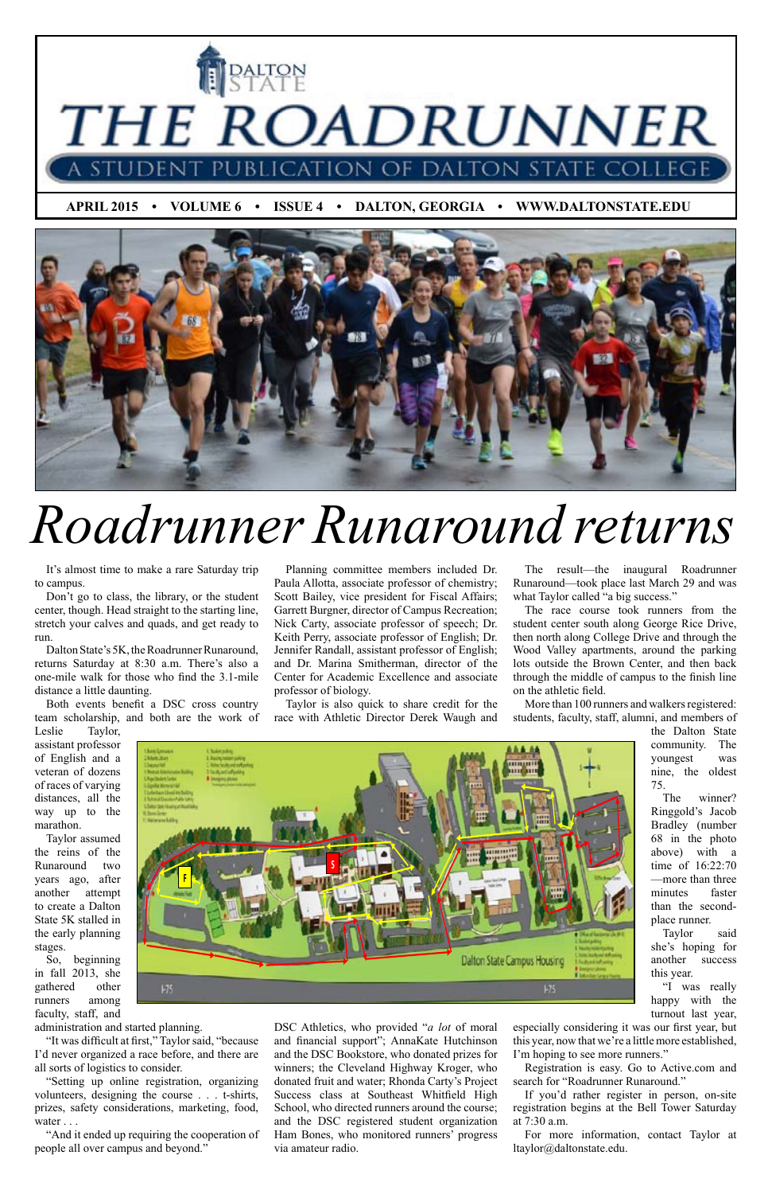# THE ROADRUNNER

A STUDENT PUBLICATION OF DALTON STATE COLLEGE

**APRIL 2015 • VOLUME 6 • ISSUE 4 • DALTON, GEORGIA • WWW.DALTONSTATE.EDU**

# Roadrunner Runaround returns

It's almost time to make a rare Saturday trip to campus.

Don't go to class, the library, or the student center, though. Head straight to the starting line, stretch your calves and quads, and get ready to run.

Dalton State's 5K, the Roadrunner Runaround, returns Saturday at 8:30 a.m. There's also a one-mile walk for those who find the 3.1-mile distance a little daunting.

Both events benefit a DSC cross country team scholarship, and both are the work of Leslie Taylor, assistant professor of English and a veteran of dozens of races of varying distances, all the way up to the marathon.

Taylor assumed the reins of the Runaround two years ago, after another attempt to create a Dalton State 5K stalled in the early planning stages.

So, beginning in fall 2013, she gathered other runners among faculty, staff, and administration and started planning.

"It was difficult at first," Taylor said, "because I'd never organized a race before, and there are all sorts of logistics to consider.

"Setting up online registration, organizing volunteers, designing the course . . . t-shirts, prizes, safety considerations, marketing, food, water . . .

"And it ended up requiring the cooperation of people all over campus and beyond."

Planning committee members included Dr. Paula Allotta, associate professor of chemistry; Scott Bailey, vice president for Fiscal Affairs; Garrett Burgner, director of Campus Recreation; Nick Carty, associate professor of speech; Dr. Keith Perry, associate professor of English; Dr. Jennifer Randall, assistant professor of English; and Dr. Marina Smitherman, director of the Center for Academic Excellence and associate professor of biology.

Taylor is also quick to share credit for the race with Athletic Director Derek Waugh and DSC Athletics, who provided "*a lot* of moral and financial support"; AnnaKate Hutchinson and the DSC Bookstore, who donated prizes for winners; the Cleveland Highway Kroger, who donated fruit and water; Rhonda Carty's Project Success class at Southeast Whitfield High School, who directed runners around the course; and the DSC registered student organization Ham Bones, who monitored runners' progress via amateur radio.

The result—the inaugural Roadrunner Runaround—took place last March 29 and was what Taylor called "a big success."

The race course took runners from the student center south along George Rice Drive, then north along College Drive and through the Wood Valley apartments, around the parking lots outside the Brown Center, and then back through the middle of campus to the finish line on the athletic field.

More than 100 runners and walkers registered: students, faculty, staff, alumni, and members of the Dalton State community. The youngest was nine, the oldest 75.

The winner? Ringgold's Jacob Bradley (number 68 in the photo above) with a time of 16:22:70—more than three minutes faster than the second-place runner.

Taylor said she's hoping for another success this year.

"I was really happy with the turnout last year, especially considering it was our first year, but this year, now that we're a little more established, I'm hoping to see more runners."

Registration is easy. Go to Active.com and search for "Roadrunner Runaround."

If you'd rather register in person, on-site registration begins at the Bell Tower Saturday at 7:30 a.m.

For more information, contact Taylor at ltaylor@daltonstate.edu.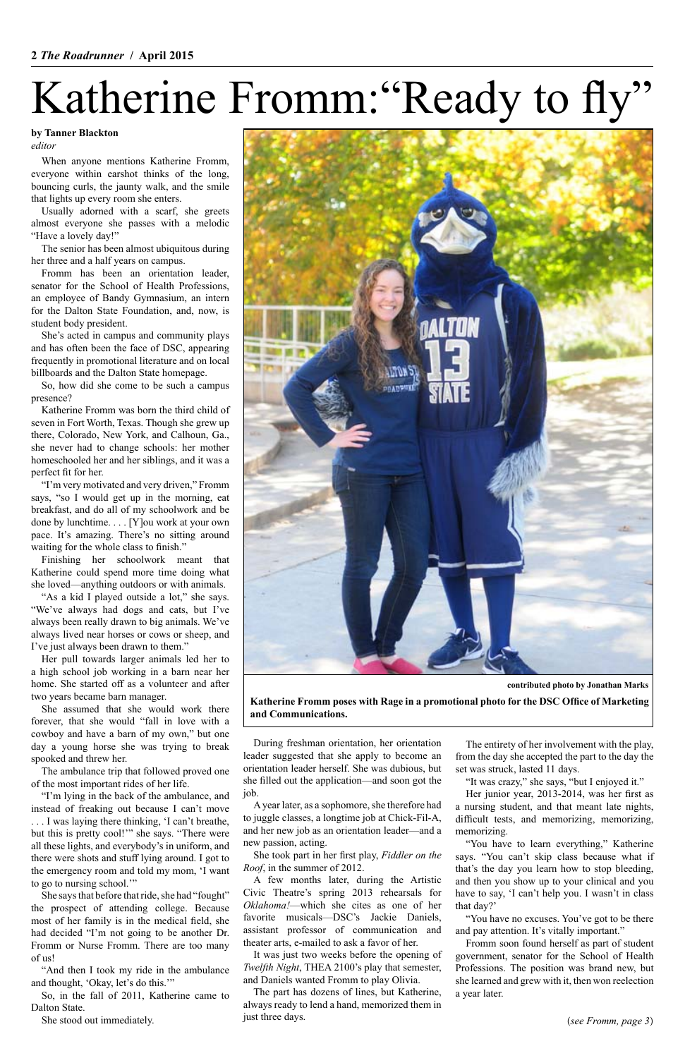# Katherine Fromm: "Ready to fly"

**by Tanner Blackton**
*editor*

When anyone mentions Katherine Fromm, everyone within earshot thinks of the long, bouncing curls, the jaunty walk, and the smile that lights up every room she enters.

Usually adorned with a scarf, she greets almost everyone she passes with a melodic "Have a lovely day!"

The senior has been almost ubiquitous during her three and a half years on campus.

Fromm has been an orientation leader, senator for the School of Health Professions, an employee of Bandy Gymnasium, an intern for the Dalton State Foundation, and, now, is student body president.

She's acted in campus and community plays and has often been the face of DSC, appearing frequently in promotional literature and on local billboards and the Dalton State homepage.

So, how did she come to be such a campus presence?

Katherine Fromm was born the third child of seven in Fort Worth, Texas. Though she grew up there, Colorado, New York, and Calhoun, Ga., she never had to change schools: her mother homeschooled her and her siblings, and it was a perfect fit for her.

"I'm very motivated and very driven," Fromm says, "so I would get up in the morning, eat breakfast, and do all of my schoolwork and be done by lunchtime. . . . [Y]ou work at your own pace. It's amazing. There's no sitting around waiting for the whole class to finish."

Finishing her schoolwork meant that Katherine could spend more time doing what she loved—anything outdoors or with animals.

"As a kid I played outside a lot," she says. "We've always had dogs and cats, but I've always been really drawn to big animals. We've always lived near horses or cows or sheep, and I've just always been drawn to them."

Her pull towards larger animals led her to a high school job working in a barn near her home. She started off as a volunteer and after two years became barn manager.

She assumed that she would work there forever, that she would "fall in love with a cowboy and have a barn of my own," but one day a young horse she was trying to break spooked and threw her.

The ambulance trip that followed proved one of the most important rides of her life.

"I'm lying in the back of the ambulance, and instead of freaking out because I can't move . . . I was laying there thinking, 'I can't breathe, but this is pretty cool!'" she says. "There were all these lights, and everybody's in uniform, and there were shots and stuff lying around. I got to the emergency room and told my mom, 'I want to go to nursing school.'"

She says that before that ride, she had "fought" the prospect of attending college. Because most of her family is in the medical field, she had decided "I'm not going to be another Dr. Fromm or Nurse Fromm. There are too many of us!

"And then I took my ride in the ambulance and thought, 'Okay, let's do this.'"

So, in the fall of 2011, Katherine came to Dalton State.

She stood out immediately.

contributed photo by Jonathan Marks

**Katherine Fromm poses with Rage in a promotional photo for the DSC Office of Marketing and Communications.**

During freshman orientation, her orientation leader suggested that she apply to become an orientation leader herself. She was dubious, but she filled out the application—and soon got the job.

A year later, as a sophomore, she therefore had to juggle classes, a longtime job at Chick-Fil-A, and her new job as an orientation leader—and a new passion, acting.

She took part in her first play, *Fiddler on the Roof*, in the summer of 2012.

A few months later, during the Artistic Civic Theatre's spring 2013 rehearsals for *Oklahoma!*—which she cites as one of her favorite musicals—DSC's Jackie Daniels, assistant professor of communication and theater arts, e-mailed to ask a favor of her.

It was just two weeks before the opening of *Twelfth Night*, THEA 2100's play that semester, and Daniels wanted Fromm to play Olivia.

The part has dozens of lines, but Katherine, always ready to lend a hand, memorized them in just three days.

The entirety of her involvement with the play, from the day she accepted the part to the day the set was struck, lasted 11 days.

"It was crazy," she says, "but I enjoyed it."

Her junior year, 2013-2014, was her first as a nursing student, and that meant late nights, difficult tests, and memorizing, memorizing, memorizing.

"You have to learn everything," Katherine says. "You can't skip class because what if that's the day you learn how to stop bleeding, and then you show up to your clinical and you have to say, 'I can't help you. I wasn't in class that day?'

"You have no excuses. You've got to be there and pay attention. It's vitally important."

Fromm soon found herself as part of student government, senator for the School of Health Professions. The position was brand new, but she learned and grew with it, then won reelection a year later.

(*see Fromm, page 3*)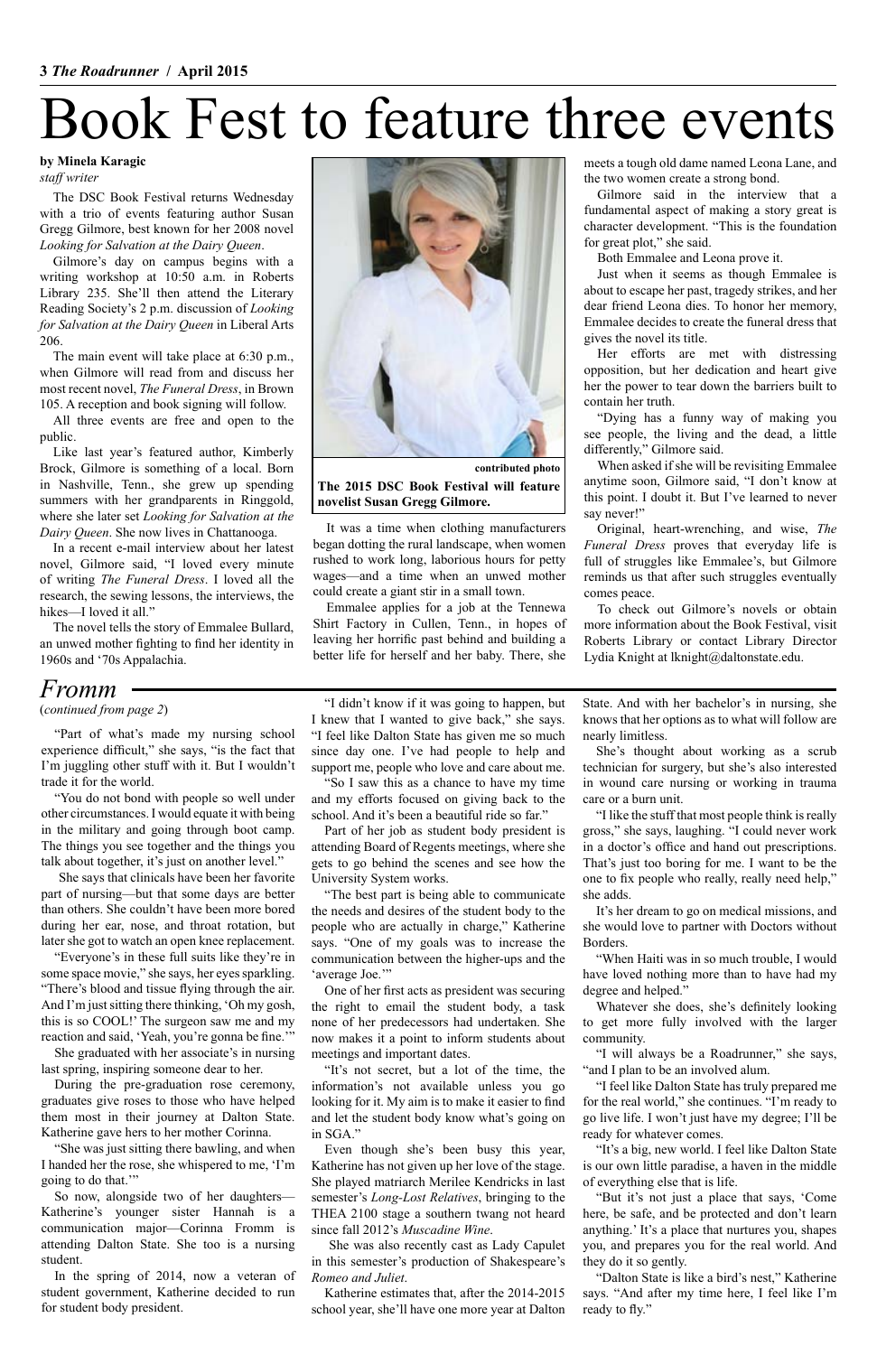# Book Fest to feature three events

**by Minela Karagic**
*staff writer*

The DSC Book Festival returns Wednesday with a trio of events featuring author Susan Gregg Gilmore, best known for her 2008 novel *Looking for Salvation at the Dairy Queen*.

Gilmore's day on campus begins with a writing workshop at 10:50 a.m. in Roberts Library 235. She'll then attend the Literary Reading Society's 2 p.m. discussion of *Looking for Salvation at the Dairy Queen* in Liberal Arts 206.

The main event will take place at 6:30 p.m., when Gilmore will read from and discuss her most recent novel, *The Funeral Dress*, in Brown 105. A reception and book signing will follow.

All three events are free and open to the public.

Like last year's featured author, Kimberly Brock, Gilmore is something of a local. Born in Nashville, Tenn., she grew up spending summers with her grandparents in Ringgold, where she later set *Looking for Salvation at the Dairy Queen*. She now lives in Chattanooga.

In a recent e-mail interview about her latest novel, Gilmore said, "I loved every minute of writing *The Funeral Dress*. I loved all the research, the sewing lessons, the interviews, the hikes—I loved it all."

The novel tells the story of Emmalee Bullard, an unwed mother fighting to find her identity in 1960s and '70s Appalachia.

contributed photo

**The 2015 DSC Book Festival will feature novelist Susan Gregg Gilmore.**

It was a time when clothing manufacturers began dotting the rural landscape, when women rushed to work long, laborious hours for petty wages—and a time when an unwed mother could create a giant stir in a small town.

Emmalee applies for a job at the Tennewa Shirt Factory in Cullen, Tenn., in hopes of leaving her horrific past behind and building a better life for herself and her baby. There, she meets a tough old dame named Leona Lane, and the two women create a strong bond.

Gilmore said in the interview that a fundamental aspect of making a story great is character development. "This is the foundation for great plot," she said.

Both Emmalee and Leona prove it.

Just when it seems as though Emmalee is about to escape her past, tragedy strikes, and her dear friend Leona dies. To honor her memory, Emmalee decides to create the funeral dress that gives the novel its title.

Her efforts are met with distressing opposition, but her dedication and heart give her the power to tear down the barriers built to contain her truth.

"Dying has a funny way of making you see people, the living and the dead, a little differently," Gilmore said.

When asked if she will be revisiting Emmalee anytime soon, Gilmore said, "I don't know at this point. I doubt it. But I've learned to never say never!"

Original, heart-wrenching, and wise, *The Funeral Dress* proves that everyday life is full of struggles like Emmalee's, but Gilmore reminds us that after such struggles eventually comes peace.

To check out Gilmore's novels or obtain more information about the Book Festival, visit Roberts Library or contact Library Director Lydia Knight at lknight@daltonstate.edu.

## *Fromm*

(*continued from page 2*)

"Part of what's made my nursing school experience difficult," she says, "is the fact that I'm juggling other stuff with it. But I wouldn't trade it for the world.

"You do not bond with people so well under other circumstances. I would equate it with being in the military and going through boot camp. The things you see together and the things you talk about together, it's just on another level."

She says that clinicals have been her favorite part of nursing—but that some days are better than others. She couldn't have been more bored during her ear, nose, and throat rotation, but later she got to watch an open knee replacement.

"Everyone's in these full suits like they're in some space movie," she says, her eyes sparkling. "There's blood and tissue flying through the air. And I'm just sitting there thinking, 'Oh my gosh, this is so COOL!' The surgeon saw me and my reaction and said, 'Yeah, you're gonna be fine.'"

She graduated with her associate's in nursing last spring, inspiring someone dear to her.

During the pre-graduation rose ceremony, graduates give roses to those who have helped them most in their journey at Dalton State. Katherine gave hers to her mother Corinna.

"She was just sitting there bawling, and when I handed her the rose, she whispered to me, 'I'm going to do that.'"

So now, alongside two of her daughters—Katherine's younger sister Hannah is a communication major—Corinna Fromm is attending Dalton State. She too is a nursing student.

In the spring of 2014, now a veteran of student government, Katherine decided to run for student body president.

"I didn't know if it was going to happen, but I knew that I wanted to give back," she says. "I feel like Dalton State has given me so much since day one. I've had people to help and support me, people who love and care about me.

"So I saw this as a chance to have my time and my efforts focused on giving back to the school. And it's been a beautiful ride so far."

Part of her job as student body president is attending Board of Regents meetings, where she gets to go behind the scenes and see how the University System works.

"The best part is being able to communicate the needs and desires of the student body to the people who are actually in charge," Katherine says. "One of my goals was to increase the communication between the higher-ups and the 'average Joe.'"

One of her first acts as president was securing the right to email the student body, a task none of her predecessors had undertaken. She now makes it a point to inform students about meetings and important dates.

"It's not secret, but a lot of the time, the information's not available unless you go looking for it. My aim is to make it easier to find and let the student body know what's going on in SGA."

Even though she's been busy this year, Katherine has not given up her love of the stage. She played matriarch Merilee Kendricks in last semester's *Long-Lost Relatives*, bringing to the THEA 2100 stage a southern twang not heard since fall 2012's *Muscadine Wine*.

She was also recently cast as Lady Capulet in this semester's production of Shakespeare's *Romeo and Juliet*.

Katherine estimates that, after the 2014-2015 school year, she'll have one more year at Dalton State. And with her bachelor's in nursing, she knows that her options as to what will follow are nearly limitless.

She's thought about working as a scrub technician for surgery, but she's also interested in wound care nursing or working in trauma care or a burn unit.

"I like the stuff that most people think is really gross," she says, laughing. "I could never work in a doctor's office and hand out prescriptions. That's just too boring for me. I want to be the one to fix people who really, really need help," she adds.

It's her dream to go on medical missions, and she would love to partner with Doctors without Borders.

"When Haiti was in so much trouble, I would have loved nothing more than to have had my degree and helped."

Whatever she does, she's definitely looking to get more fully involved with the larger community.

"I will always be a Roadrunner," she says, "and I plan to be an involved alum.

"I feel like Dalton State has truly prepared me for the real world," she continues. "I'm ready to go live life. I won't just have my degree; I'll be ready for whatever comes.

"It's a big, new world. I feel like Dalton State is our own little paradise, a haven in the middle of everything else that is life.

"But it's not just a place that says, 'Come here, be safe, and be protected and don't learn anything.' It's a place that nurtures you, shapes you, and prepares you for the real world. And they do it so gently.

"Dalton State is like a bird's nest," Katherine says. "And after my time here, I feel like I'm ready to fly."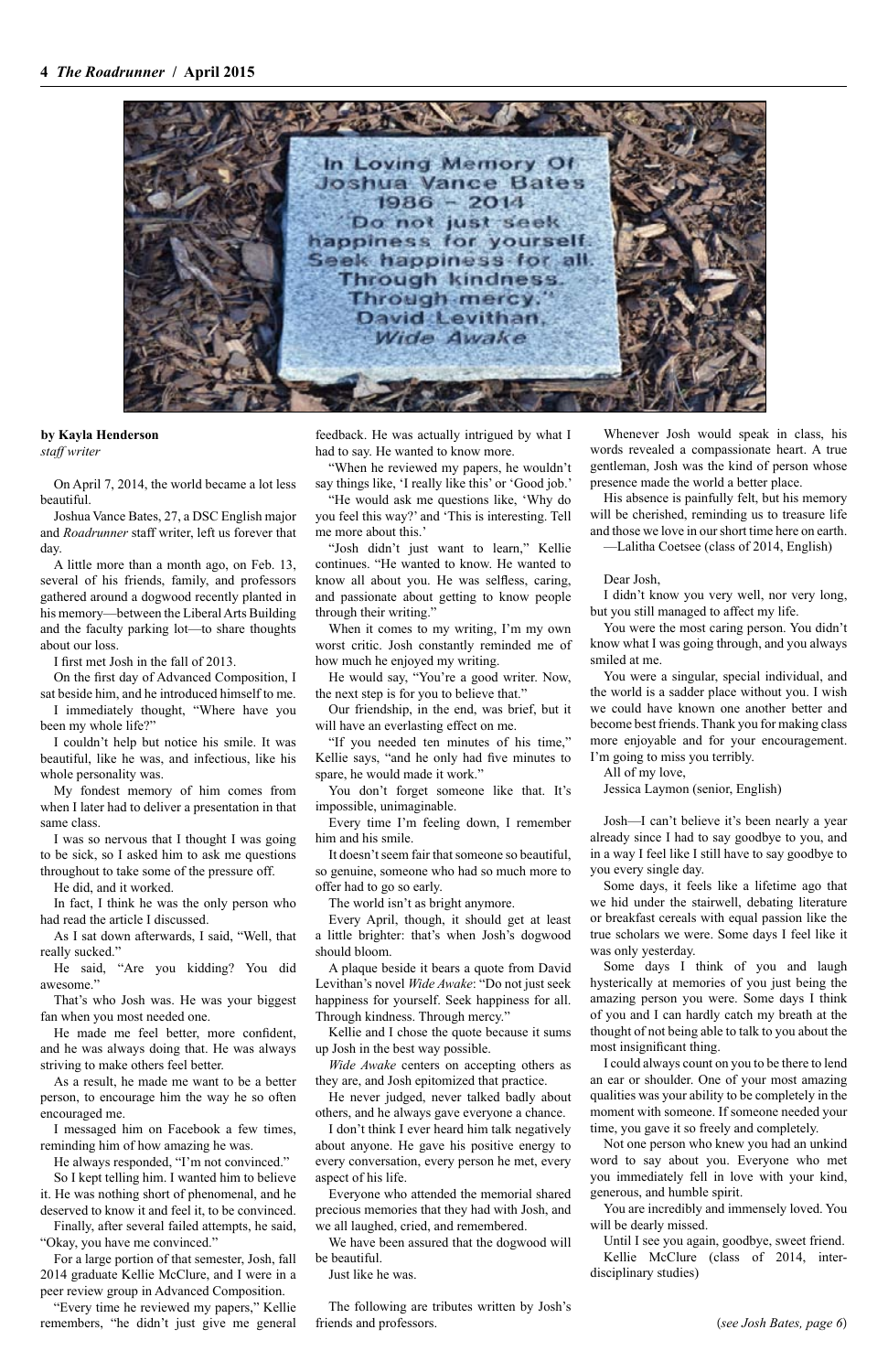In Loving Memory Of
Joshua Vance Bates
1986 – 2014
"Do not just seek happiness for yourself. Seek happiness for all. Through kindness. Through mercy."
David Levithan, *Wide Awake*

**by Kayla Henderson**
*staff writer*

On April 7, 2014, the world became a lot less beautiful.

Joshua Vance Bates, 27, a DSC English major and *Roadrunner* staff writer, left us forever that day.

A little more than a month ago, on Feb. 13, several of his friends, family, and professors gathered around a dogwood recently planted in his memory—between the Liberal Arts Building and the faculty parking lot—to share thoughts about our loss.

I first met Josh in the fall of 2013.

On the first day of Advanced Composition, I sat beside him, and he introduced himself to me.

I immediately thought, "Where have you been my whole life?"

I couldn't help but notice his smile. It was beautiful, like he was, and infectious, like his whole personality was.

My fondest memory of him comes from when I later had to deliver a presentation in that same class.

I was so nervous that I thought I was going to be sick, so I asked him to ask me questions throughout to take some of the pressure off.

He did, and it worked.

In fact, I think he was the only person who had read the article I discussed.

As I sat down afterwards, I said, "Well, that really sucked."

He said, "Are you kidding? You did awesome."

That's who Josh was. He was your biggest fan when you most needed one.

He made me feel better, more confident, and he was always doing that. He was always striving to make others feel better.

As a result, he made me want to be a better person, to encourage him the way he so often encouraged me.

I messaged him on Facebook a few times, reminding him of how amazing he was.

He always responded, "I'm not convinced."

So I kept telling him. I wanted him to believe it. He was nothing short of phenomenal, and he deserved to know it and feel it, to be convinced.

Finally, after several failed attempts, he said, "Okay, you have me convinced."

For a large portion of that semester, Josh, fall 2014 graduate Kellie McClure, and I were in a peer review group in Advanced Composition.

"Every time he reviewed my papers," Kellie remembers, "he didn't just give me general feedback. He was actually intrigued by what I had to say. He wanted to know more.

"When he reviewed my papers, he wouldn't say things like, 'I really like this' or 'Good job.'

"He would ask me questions like, 'Why do you feel this way?' and 'This is interesting. Tell me more about this.'

"Josh didn't just want to learn," Kellie continues. "He wanted to know. He wanted to know all about you. He was selfless, caring, and passionate about getting to know people through their writing."

When it comes to my writing, I'm my own worst critic. Josh constantly reminded me of how much he enjoyed my writing.

He would say, "You're a good writer. Now, the next step is for you to believe that."

Our friendship, in the end, was brief, but it will have an everlasting effect on me.

"If you needed ten minutes of his time," Kellie says, "and he only had five minutes to spare, he would made it work."

You don't forget someone like that. It's impossible, unimaginable.

Every time I'm feeling down, I remember him and his smile.

It doesn't seem fair that someone so beautiful, so genuine, someone who had so much more to offer had to go so early.

The world isn't as bright anymore.

Every April, though, it should get at least a little brighter: that's when Josh's dogwood should bloom.

A plaque beside it bears a quote from David Levithan's novel *Wide Awake*: "Do not just seek happiness for yourself. Seek happiness for all. Through kindness. Through mercy."

Kellie and I chose the quote because it sums up Josh in the best way possible.

*Wide Awake* centers on accepting others as they are, and Josh epitomized that practice.

He never judged, never talked badly about others, and he always gave everyone a chance.

I don't think I ever heard him talk negatively about anyone. He gave his positive energy to every conversation, every person he met, every aspect of his life.

Everyone who attended the memorial shared precious memories that they had with Josh, and we all laughed, cried, and remembered.

We have been assured that the dogwood will be beautiful.

Just like he was.

The following are tributes written by Josh's friends and professors.

Whenever Josh would speak in class, his words revealed a compassionate heart. A true gentleman, Josh was the kind of person whose presence made the world a better place.

His absence is painfully felt, but his memory will be cherished, reminding us to treasure life and those we love in our short time here on earth.

—Lalitha Coetsee (class of 2014, English)

Dear Josh,

I didn't know you very well, nor very long, but you still managed to affect my life.

You were the most caring person. You didn't know what I was going through, and you always smiled at me.

You were a singular, special individual, and the world is a sadder place without you. I wish we could have known one another better and become best friends. Thank you for making class more enjoyable and for your encouragement. I'm going to miss you terribly.

All of my love,

Jessica Laymon (senior, English)

Josh—I can't believe it's been nearly a year already since I had to say goodbye to you, and in a way I feel like I still have to say goodbye to you every single day.

Some days, it feels like a lifetime ago that we hid under the stairwell, debating literature or breakfast cereals with equal passion like the true scholars we were. Some days I feel like it was only yesterday.

Some days I think of you and laugh hysterically at memories of you just being the amazing person you were. Some days I think of you and I can hardly catch my breath at the thought of not being able to talk to you about the most insignificant thing.

I could always count on you to be there to lend an ear or shoulder. One of your most amazing qualities was your ability to be completely in the moment with someone. If someone needed your time, you gave it so freely and completely.

Not one person who knew you had an unkind word to say about you. Everyone who met you immediately fell in love with your kind, generous, and humble spirit.

You are incredibly and immensely loved. You will be dearly missed.

Until I see you again, goodbye, sweet friend.

Kellie McClure (class of 2014, interdisciplinary studies)

(*see Josh Bates, page 6*)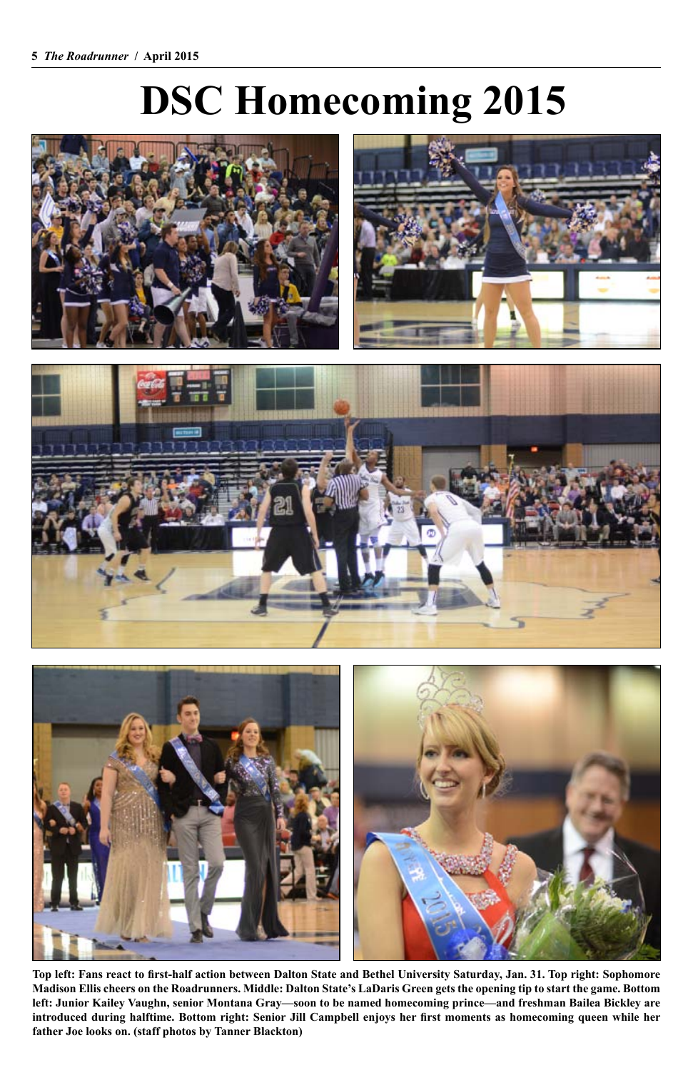# DSC Homecoming 2015

**Top left: Fans react to first-half action between Dalton State and Bethel University Saturday, Jan. 31. Top right: Sophomore Madison Ellis cheers on the Roadrunners. Middle: Dalton State's LaDaris Green gets the opening tip to start the game. Bottom left: Junior Kailey Vaughn, senior Montana Gray—soon to be named homecoming prince—and freshman Bailea Bickley are introduced during halftime. Bottom right: Senior Jill Campbell enjoys her first moments as homecoming queen while her father Joe looks on. (staff photos by Tanner Blackton)**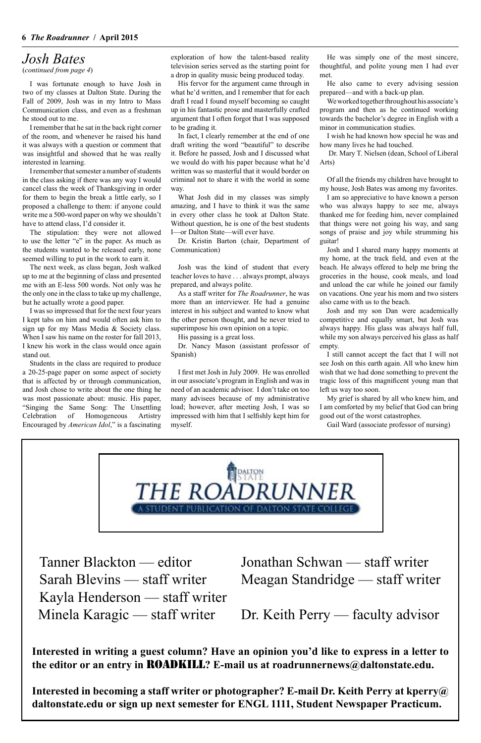# *Josh Bates*

(*continued from page 4*)

I was fortunate enough to have Josh in two of my classes at Dalton State. During the Fall of 2009, Josh was in my Intro to Mass Communication class, and even as a freshman he stood out to me.

I remember that he sat in the back right corner of the room, and whenever he raised his hand it was always with a question or comment that was insightful and showed that he was really interested in learning.

I remember that semester a number of students in the class asking if there was any way I would cancel class the week of Thanksgiving in order for them to begin the break a little early, so I proposed a challenge to them: if anyone could write me a 500-word paper on why we shouldn't have to attend class, I'd consider it.

The stipulation: they were not allowed to use the letter "e" in the paper. As much as the students wanted to be released early, none seemed willing to put in the work to earn it.

The next week, as class began, Josh walked up to me at the beginning of class and presented me with an E-less 500 words. Not only was he the only one in the class to take up my challenge, but he actually wrote a good paper.

I was so impressed that for the next four years I kept tabs on him and would often ask him to sign up for my Mass Media & Society class. When I saw his name on the roster for fall 2013, I knew his work in the class would once again stand out.

Students in the class are required to produce a 20-25-page paper on some aspect of society that is affected by or through communication, and Josh chose to write about the one thing he was most passionate about: music. His paper, "Singing the Same Song: The Unsettling Celebration of Homogeneous Artistry Encouraged by *American Idol*," is a fascinating exploration of how the talent-based reality television series served as the starting point for a drop in quality music being produced today.

His fervor for the argument came through in what he'd written, and I remember that for each draft I read I found myself becoming so caught up in his fantastic prose and masterfully crafted argument that I often forgot that I was supposed to be grading it.

In fact, I clearly remember at the end of one draft writing the word "beautiful" to describe it. Before he passed, Josh and I discussed what we would do with his paper because what he'd written was so masterful that it would border on criminal not to share it with the world in some way.

What Josh did in my classes was simply amazing, and I have to think it was the same in every other class he took at Dalton State. Without question, he is one of the best students I—or Dalton State—will ever have.

Dr. Kristin Barton (chair, Department of Communication)

Josh was the kind of student that every teacher loves to have . . . always prompt, always prepared, and always polite.

As a staff writer for *The Roadrunner*, he was more than an interviewer. He had a genuine interest in his subject and wanted to know what the other person thought, and he never tried to superimpose his own opinion on a topic.

His passing is a great loss.

Dr. Nancy Mason (assistant professor of Spanish)

I first met Josh in July 2009. He was enrolled in our associate's program in English and was in need of an academic advisor. I don't take on too many advisees because of my administrative load; however, after meeting Josh, I was so impressed with him that I selfishly kept him for myself.

He was simply one of the most sincere, thoughtful, and polite young men I had ever met.

He also came to every advising session prepared—and with a back-up plan.

We worked together throughout his associate's program and then as he continued working towards the bachelor's degree in English with a minor in communication studies.

I wish he had known how special he was and how many lives he had touched.

Dr. Mary T. Nielsen (dean, School of Liberal Arts)

Of all the friends my children have brought to my house, Josh Bates was among my favorites.

I am so appreciative to have known a person who was always happy to see me, always thanked me for feeding him, never complained that things were not going his way, and sang songs of praise and joy while strumming his guitar!

Josh and I shared many happy moments at my home, at the track field, and even at the beach. He always offered to help me bring the groceries in the house, cook meals, and load and unload the car while he joined our family on vacations. One year his mom and two sisters also came with us to the beach.

Josh and my son Dan were academically competitive and equally smart, but Josh was always happy. His glass was always half full, while my son always perceived his glass as half empty.

I still cannot accept the fact that I will not see Josh on this earth again. All who knew him wish that we had done something to prevent the tragic loss of this magnificent young man that left us way too soon.

My grief is shared by all who knew him, and I am comforted by my belief that God can bring good out of the worst catastrophes.

Gail Ward (associate professor of nursing)

---

DALTON STATE

THE ROADRUNNER

A STUDENT PUBLICATION OF DALTON STATE COLLEGE

Tanner Blackton — editor
Sarah Blevins — staff writer
Kayla Henderson — staff writer
Minela Karagic — staff writer
Jonathan Schwan — staff writer
Meagan Standridge — staff writer
Dr. Keith Perry — faculty advisor

**Interested in writing a guest column? Have an opinion you'd like to express in a letter to the editor or an entry in ROADKILL? E-mail us at roadrunnernews@daltonstate.edu.**

**Interested in becoming a staff writer or photographer? E-mail Dr. Keith Perry at kperry@daltonstate.edu or sign up next semester for ENGL 1111, Student Newspaper Practicum.**